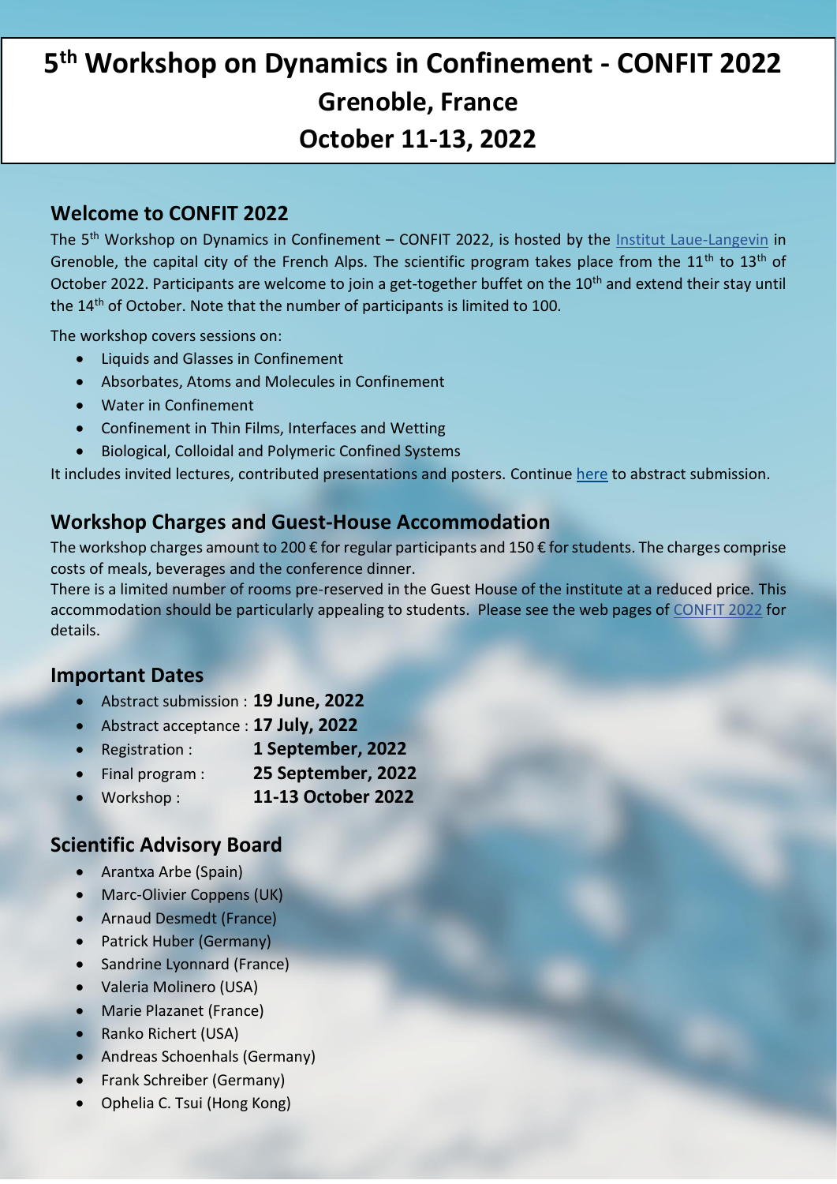# 5th Workshop on Dynamics in Confinement - CONFIT 2022
# Grenoble, France
# October 11-13, 2022

## Welcome to CONFIT 2022

The 5th Workshop on Dynamics in Confinement – CONFIT 2022, is hosted by the Institut Laue-Langevin in Grenoble, the capital city of the French Alps. The scientific program takes place from the 11th to 13th of October 2022. Participants are welcome to join a get-together buffet on the 10th and extend their stay until the 14th of October. Note that the number of participants is limited to 100.

The workshop covers sessions on:

- Liquids and Glasses in Confinement
- Absorbates, Atoms and Molecules in Confinement
- Water in Confinement
- Confinement in Thin Films, Interfaces and Wetting
- Biological, Colloidal and Polymeric Confined Systems

It includes invited lectures, contributed presentations and posters. Continue here to abstract submission.

## Workshop Charges and Guest-House Accommodation

The workshop charges amount to 200 € for regular participants and 150 € for students. The charges comprise costs of meals, beverages and the conference dinner.

There is a limited number of rooms pre-reserved in the Guest House of the institute at a reduced price. This accommodation should be particularly appealing to students. Please see the web pages of CONFIT 2022 for details.

## Important Dates

- Abstract submission : **19 June, 2022**
- Abstract acceptance : **17 July, 2022**
- Registration : **1 September, 2022**
- Final program : **25 September, 2022**
- Workshop : **11-13 October 2022**

## Scientific Advisory Board

- Arantxa Arbe (Spain)
- Marc-Olivier Coppens (UK)
- Arnaud Desmedt (France)
- Patrick Huber (Germany)
- Sandrine Lyonnard (France)
- Valeria Molinero (USA)
- Marie Plazanet (France)
- Ranko Richert (USA)
- Andreas Schoenhals (Germany)
- Frank Schreiber (Germany)
- Ophelia C. Tsui (Hong Kong)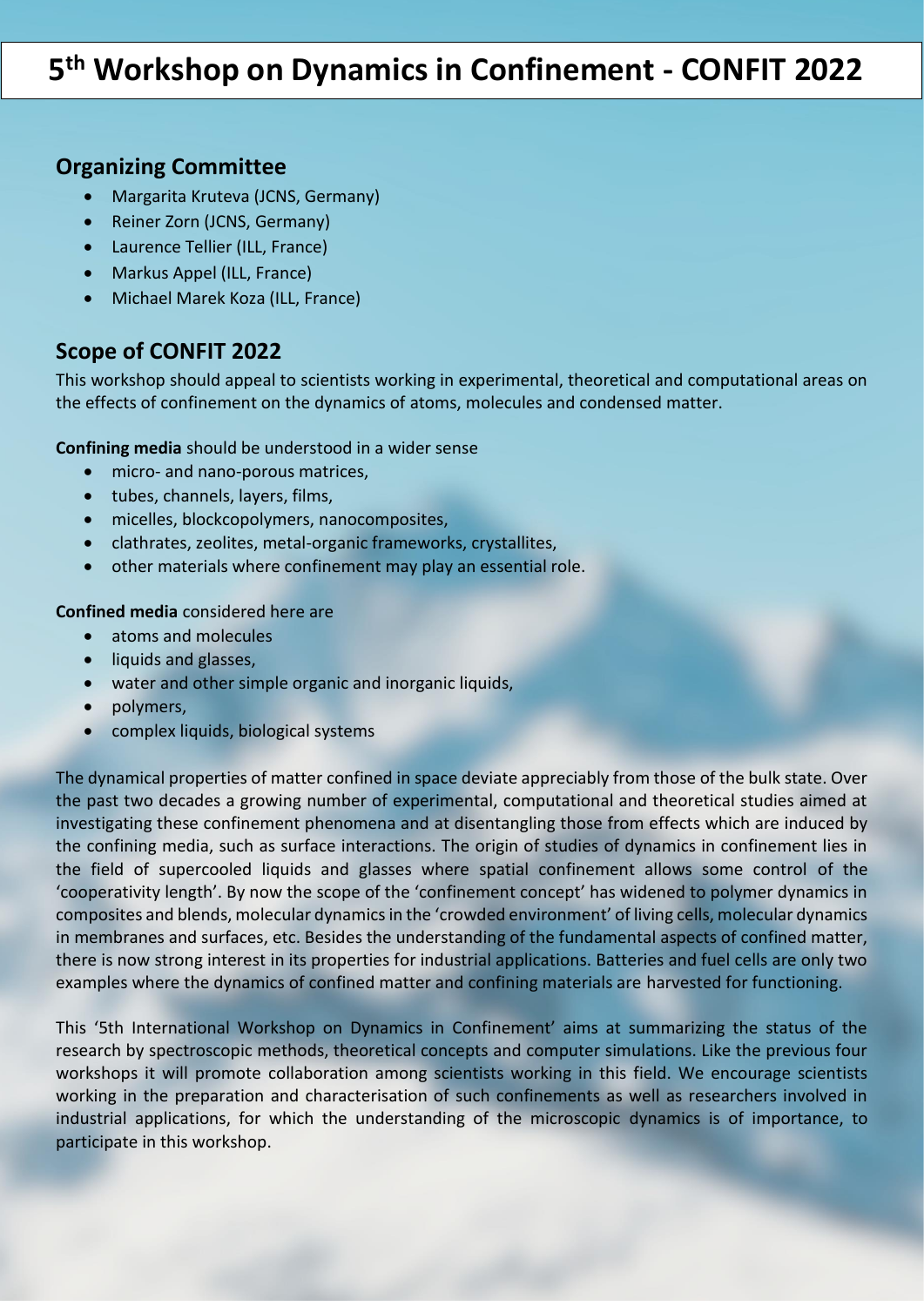# 5th Workshop on Dynamics in Confinement - CONFIT 2022

## Organizing Committee

- Margarita Kruteva (JCNS, Germany)
- Reiner Zorn (JCNS, Germany)
- Laurence Tellier (ILL, France)
- Markus Appel (ILL, France)
- Michael Marek Koza (ILL, France)

## Scope of CONFIT 2022

This workshop should appeal to scientists working in experimental, theoretical and computational areas on the effects of confinement on the dynamics of atoms, molecules and condensed matter.

**Confining media** should be understood in a wider sense

- micro- and nano-porous matrices,
- tubes, channels, layers, films,
- micelles, blockcopolymers, nanocomposites,
- clathrates, zeolites, metal-organic frameworks, crystallites,
- other materials where confinement may play an essential role.

**Confined media** considered here are

- atoms and molecules
- liquids and glasses,
- water and other simple organic and inorganic liquids,
- polymers,
- complex liquids, biological systems

The dynamical properties of matter confined in space deviate appreciably from those of the bulk state. Over the past two decades a growing number of experimental, computational and theoretical studies aimed at investigating these confinement phenomena and at disentangling those from effects which are induced by the confining media, such as surface interactions. The origin of studies of dynamics in confinement lies in the field of supercooled liquids and glasses where spatial confinement allows some control of the 'cooperativity length'. By now the scope of the 'confinement concept' has widened to polymer dynamics in composites and blends, molecular dynamics in the 'crowded environment' of living cells, molecular dynamics in membranes and surfaces, etc. Besides the understanding of the fundamental aspects of confined matter, there is now strong interest in its properties for industrial applications. Batteries and fuel cells are only two examples where the dynamics of confined matter and confining materials are harvested for functioning.

This '5th International Workshop on Dynamics in Confinement' aims at summarizing the status of the research by spectroscopic methods, theoretical concepts and computer simulations. Like the previous four workshops it will promote collaboration among scientists working in this field. We encourage scientists working in the preparation and characterisation of such confinements as well as researchers involved in industrial applications, for which the understanding of the microscopic dynamics is of importance, to participate in this workshop.